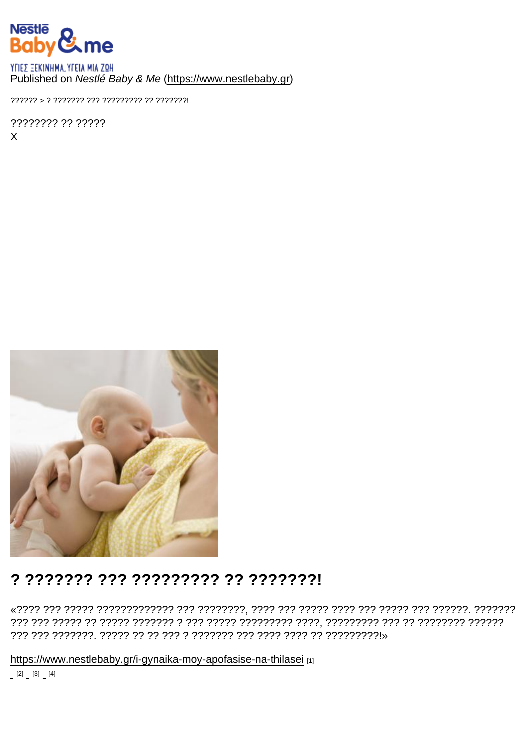Published on *Nestlé Baby & Me* (https://www.nestlebaby.gr)

?????? > ? ??????? ??? ????????? ?? ???????!

???????? ?? ?????
X

# ? ??????? ??? ????????? ?? ???????!

«???? ??? ????? ????????????? ??? ????????, ???? ??? ????? ???? ??? ????? ??? ??????. ??????? ??? ??? ????? ?? ????? ??????? ? ??? ????? ????????? ????, ????????? ??? ?? ???????? ?????? ??? ??? ???????. ????? ?? ?? ??? ? ??????? ??? ???? ???? ?? ?????????!»

https://www.nestlebaby.gr/i-gynaika-moy-apofasise-na-thilasei [1]

[2] [3] [4]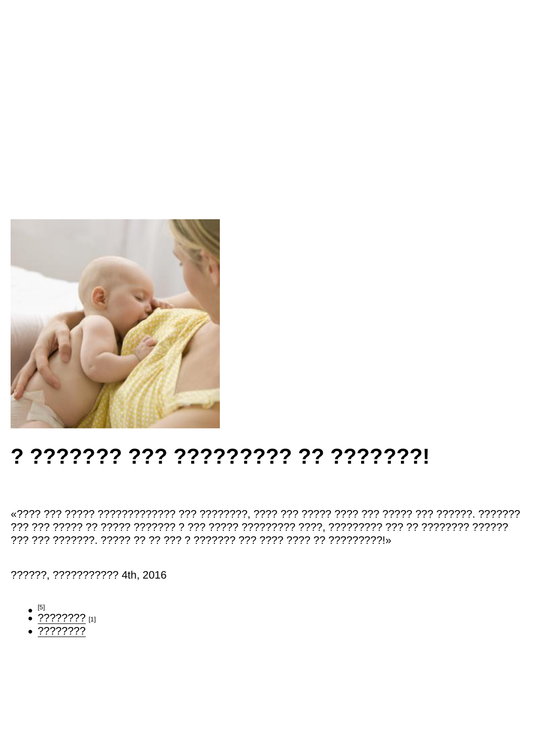# ? ??????? ??? ????????? ?? ???????!

«???? ??? ????? ????????????? ??? ????????, ???? ??? ????? ???? ??? ????? ??? ??????. ??????? ??? ??? ????? ?? ????? ??????? ? ??? ????? ????????? ????, ????????? ??? ?? ???????? ?????? ??? ??? ???????. ????? ?? ?? ??? ? ??????? ??? ???? ???? ?? ?????????!»

??????, ??????????? 4th, 2016

- [5]
- ???????? [1]
- ????????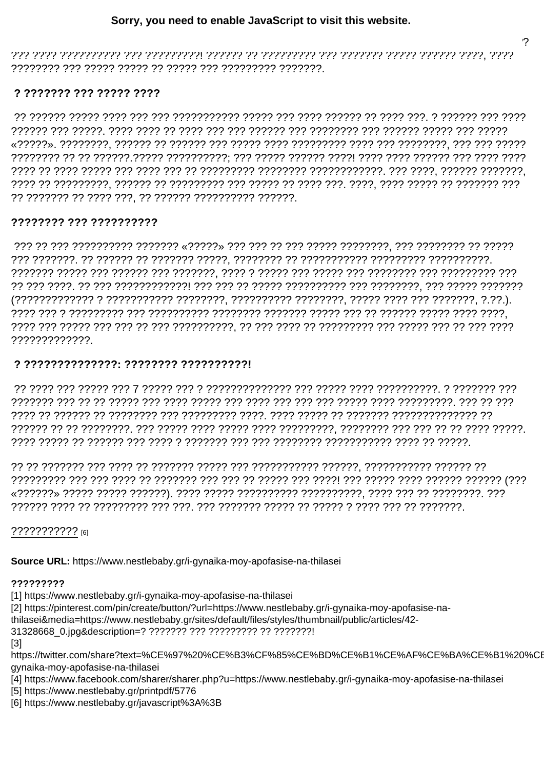**Sorry, you need to enable JavaScript to visit this website.**

'?

??? ???? ?????????? ??? ?????????! ?????? ?? ????????? ??? ??????? ????? ?????? ????, ???? ???????? ??? ????? ????? ?? ????? ??? ????????? ???????.

## ? ??????? ??? ????? ????

?? ?????? ????? ???? ??? ??? ??????????? ????? ??? ???? ?????? ?? ???? ???. ? ?????? ??? ???? ?????? ??? ?????. ???? ???? ?? ???? ??? ??? ?????? ??? ???????? ??? ?????? ????? ??? ????? «?????». ????????, ?????? ?? ?????? ??? ????? ???? ????????? ???? ??? ????????, ??? ??? ????? ???????? ?? ?? ??????.????? ??????????; ??? ????? ?????? ????! ???? ???? ?????? ??? ???? ???? ???? ?? ???? ????? ??? ???? ??? ?? ????????? ???????? ????????????. ??? ????, ?????? ???????, ???? ?? ?????????, ?????? ?? ????????? ??? ????? ?? ???? ???. ????, ???? ????? ?? ??????? ??? ?? ??????? ?? ???? ???, ?? ?????? ?????????? ??????.

## ???????? ??? ??????????

??? ?? ??? ?????????? ??????? «?????» ??? ??? ?? ??? ????? ????????, ??? ???????? ?? ????? ??? ???????. ?? ?????? ?? ??????? ?????, ???????? ?? ??????????? ????????? ??????????. ??????? ????? ??? ?????? ??? ???????, ???? ? ????? ??? ????? ??? ???????? ??? ????????? ??? ?? ??? ????. ?? ??? ?????????????! ??? ??? ?? ????? ?????????? ??? ????????, ??? ????? ??????? (????????????? ? ??????????? ????????, ?????????? ????????, ????? ???? ??? ???????, ?.??.). ???? ??? ? ????????? ??? ?????????? ???????? ??????? ????? ??? ?? ?????? ????? ???? ????, ???? ??? ????? ??? ??? ?? ??? ??????????, ?? ??? ???? ?? ????????? ??? ????? ??? ?? ??? ???? ?????????????.

## ? ??????????????: ???????? ??????????!

?? ???? ??? ????? ??? 7 ????? ??? ? ?????????????? ??? ????? ???? ??????????. ? ??????? ??? ??????? ??? ?? ?? ????? ??? ???? ????? ??? ???? ??? ??? ??? ????? ???? ?????????. ??? ?? ??? ???? ?? ?????? ?? ???????? ??? ????????? ????. ???? ????? ?? ??????? ?????????????? ?? ?????? ?? ?? ????????. ??? ????? ???? ????? ???? ?????????, ???????? ??? ??? ?? ?? ???? ?????. ???? ????? ?? ?????? ??? ???? ? ??????? ??? ??? ???????? ??????????? ???? ?? ?????.

?? ?? ??????? ??? ???? ?? ??????? ????? ??? ??????????? ??????, ??????????? ?????? ?? ????????? ??? ??? ???? ?? ??????? ??? ??? ?? ????? ??? ????! ??? ????? ???? ?????? ?????? (??? «??????» ????? ????? ??????). ???? ????? ?????????? ??????????, ???? ??? ?? ????????. ??? ?????? ???? ?? ????????? ??? ???. ??? ??????? ????? ?? ????? ? ???? ??? ?? ???????.

??????????? [6]

**Source URL:** https://www.nestlebaby.gr/i-gynaika-moy-apofasise-na-thilasei

**?????????**

[1] https://www.nestlebaby.gr/i-gynaika-moy-apofasise-na-thilasei
[2] https://pinterest.com/pin/create/button/?url=https://www.nestlebaby.gr/i-gynaika-moy-apofasise-na-thilasei&media=https://www.nestlebaby.gr/sites/default/files/styles/thumbnail/public/articles/42-31328668_0.jpg&description=? ??????? ??? ????????? ?? ???????!
[3] https://twitter.com/share?text=%CE%97%20%CE%B3%CF%85%CE%BD%CE%B1%CE%AF%CE%BA%CE%B1%20%CE gynaika-moy-apofasise-na-thilasei
[4] https://www.facebook.com/sharer/sharer.php?u=https://www.nestlebaby.gr/i-gynaika-moy-apofasise-na-thilasei
[5] https://www.nestlebaby.gr/printpdf/5776
[6] https://www.nestlebaby.gr/javascript%3A%3B